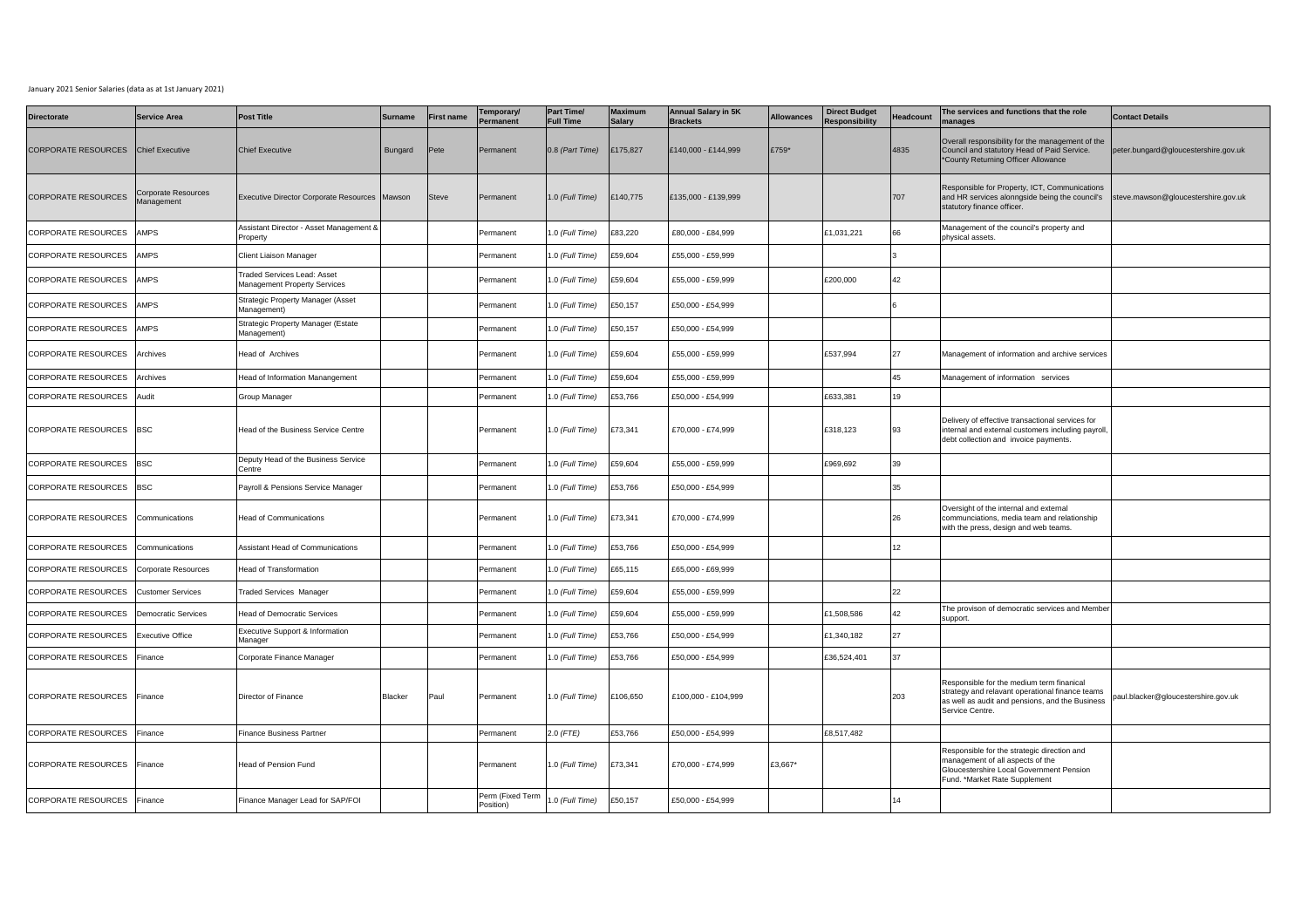January 2021 Senior Salaries (data as at 1st January 2021)

| Directorate | Service Area | Post Title | Surname | First name | Temporary/ Permanent | Part Time/ Full Time | Maximum Salary | Annual Salary in 5K Brackets | Allowances | Direct Budget Responsibility | Headcount | The services and functions that the role manages | Contact Details |
|---|---|---|---|---|---|---|---|---|---|---|---|---|---|
| CORPORATE RESOURCES | Chief Executive | Chief Executive | Bungard | Pete | Permanent | 0.8 *(Part Time)* | £175,827 | £140,000 - £144,999 | £759* | | 4835 | Overall responsibility for the management of the Council and statutory Head of Paid Service. *County Returning Officer Allowance | peter.bungard@gloucestershire.gov.uk |
| CORPORATE RESOURCES | Corporate Resources Management | Executive Director Corporate Resources | Mawson | Steve | Permanent | 1.0 *(Full Time)* | £140,775 | £135,000 - £139,999 | | | 707 | Responsible for Property, ICT, Communications and HR services alonngside being the council's statutory finance officer. | steve.mawson@gloucestershire.gov.uk |
| CORPORATE RESOURCES | AMPS | Assistant Director - Asset Management & Property | | | Permanent | 1.0 *(Full Time)* | £83,220 | £80,000 - £84,999 | | £1,031,221 | 66 | Management of the council's property and physical assets. | |
| CORPORATE RESOURCES | AMPS | Client Liaison Manager | | | Permanent | 1.0 *(Full Time)* | £59,604 | £55,000 - £59,999 | | | 3 | | |
| CORPORATE RESOURCES | AMPS | Traded Services Lead: Asset Management Property Services | | | Permanent | 1.0 *(Full Time)* | £59,604 | £55,000 - £59,999 | | £200,000 | 42 | | |
| CORPORATE RESOURCES | AMPS | Strategic Property Manager (Asset Management) | | | Permanent | 1.0 *(Full Time)* | £50,157 | £50,000 - £54,999 | | | 6 | | |
| CORPORATE RESOURCES | AMPS | Strategic Property Manager (Estate Management) | | | Permanent | 1.0 *(Full Time)* | £50,157 | £50,000 - £54,999 | | | | | |
| CORPORATE RESOURCES | Archives | Head of Archives | | | Permanent | 1.0 *(Full Time)* | £59,604 | £55,000 - £59,999 | | £537,994 | 27 | Management of information and archive services | |
| CORPORATE RESOURCES | Archives | Head of Information Manangement | | | Permanent | 1.0 *(Full Time)* | £59,604 | £55,000 - £59,999 | | | 45 | Management of information services | |
| CORPORATE RESOURCES | Audit | Group Manager | | | Permanent | 1.0 *(Full Time)* | £53,766 | £50,000 - £54,999 | | £633,381 | 19 | | |
| CORPORATE RESOURCES | BSC | Head of the Business Service Centre | | | Permanent | 1.0 *(Full Time)* | £73,341 | £70,000 - £74,999 | | £318,123 | 93 | Delivery of effective transactional services for internal and external customers including payroll, debt collection and invoice payments. | |
| CORPORATE RESOURCES | BSC | Deputy Head of the Business Service Centre | | | Permanent | 1.0 *(Full Time)* | £59,604 | £55,000 - £59,999 | | £969,692 | 39 | | |
| CORPORATE RESOURCES | BSC | Payroll & Pensions Service Manager | | | Permanent | 1.0 *(Full Time)* | £53,766 | £50,000 - £54,999 | | | 35 | | |
| CORPORATE RESOURCES | Communications | Head of Communications | | | Permanent | 1.0 *(Full Time)* | £73,341 | £70,000 - £74,999 | | | 26 | Oversight of the internal and external communciations, media team and relationship with the press, design and web teams. | |
| CORPORATE RESOURCES | Communications | Assistant Head of Communications | | | Permanent | 1.0 *(Full Time)* | £53,766 | £50,000 - £54,999 | | | 12 | | |
| CORPORATE RESOURCES | Corporate Resources | Head of Transformation | | | Permanent | 1.0 *(Full Time)* | £65,115 | £65,000 - £69,999 | | | | | |
| CORPORATE RESOURCES | Customer Services | Traded Services Manager | | | Permanent | 1.0 *(Full Time)* | £59,604 | £55,000 - £59,999 | | | 22 | | |
| CORPORATE RESOURCES | Democratic Services | Head of Democratic Services | | | Permanent | 1.0 *(Full Time)* | £59,604 | £55,000 - £59,999 | | £1,508,586 | 42 | The provison of democratic services and Member support. | |
| CORPORATE RESOURCES | Executive Office | Executive Support & Information Manager | | | Permanent | 1.0 *(Full Time)* | £53,766 | £50,000 - £54,999 | | £1,340,182 | 27 | | |
| CORPORATE RESOURCES | Finance | Corporate Finance Manager | | | Permanent | 1.0 *(Full Time)* | £53,766 | £50,000 - £54,999 | | £36,524,401 | 37 | | |
| CORPORATE RESOURCES | Finance | Director of Finance | Blacker | Paul | Permanent | 1.0 *(Full Time)* | £106,650 | £100,000 - £104,999 | | | 203 | Responsible for the medium term finanical strategy and relavant operational finance teams as well as audit and pensions, and the Business Service Centre. | paul.blacker@gloucestershire.gov.uk |
| CORPORATE RESOURCES | Finance | Finance Business Partner | | | Permanent | 2.0 *(FTE)* | £53,766 | £50,000 - £54,999 | | £8,517,482 | | | |
| CORPORATE RESOURCES | Finance | Head of Pension Fund | | | Permanent | 1.0 *(Full Time)* | £73,341 | £70,000 - £74,999 | £3,667* | | | Responsible for the strategic direction and management of all aspects of the Gloucestershire Local Government Pension Fund. *Market Rate Supplement | |
| CORPORATE RESOURCES | Finance | Finance Manager Lead for SAP/FOI | | | Perm (Fixed Term Position) | 1.0 *(Full Time)* | £50,157 | £50,000 - £54,999 | | | 14 | | |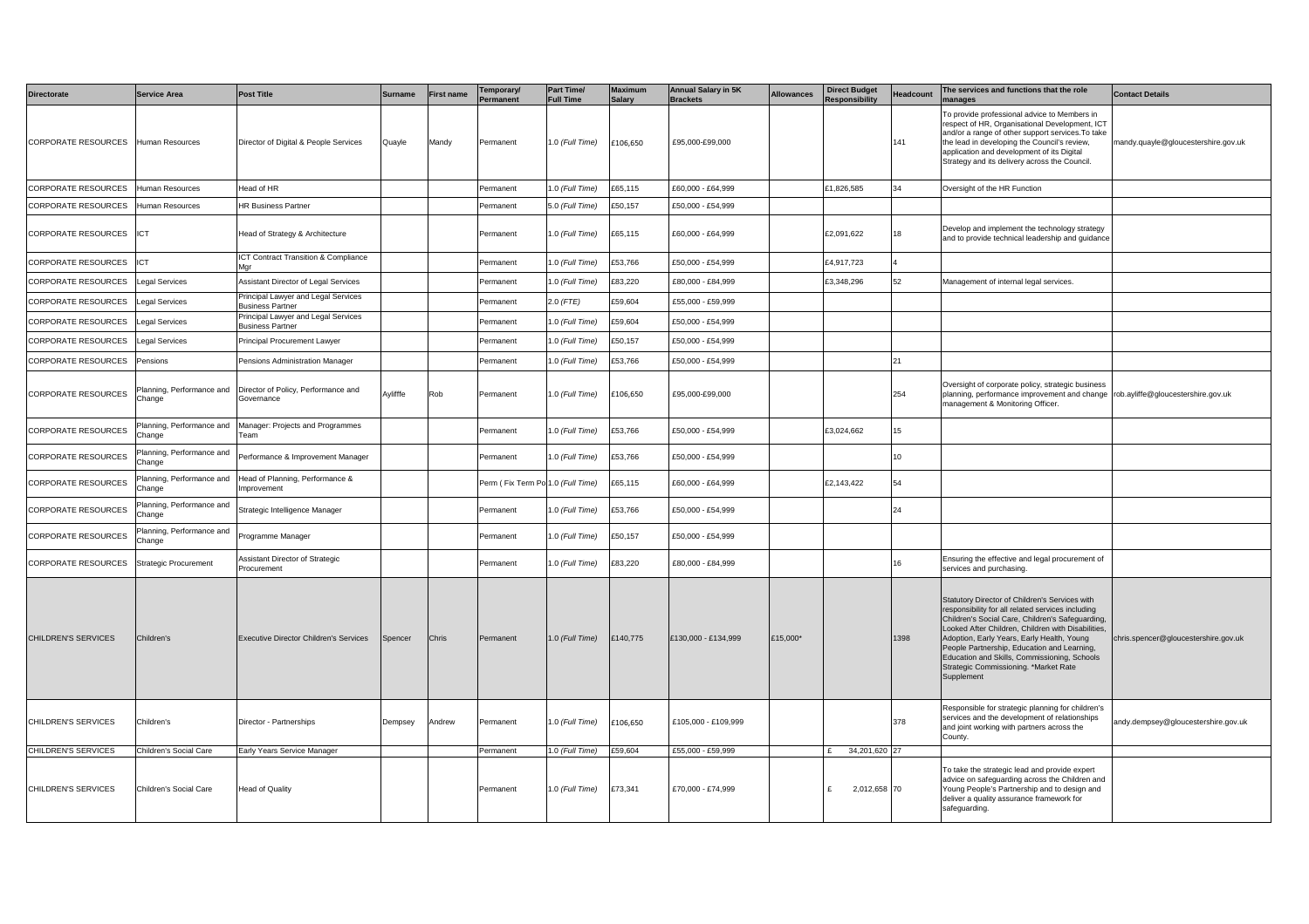| Directorate | Service Area | Post Title | Surname | First name | Temporary/ Permanent | Part Time/ Full Time | Maximum Salary | Annual Salary in 5K Brackets | Allowances | Direct Budget Responsibility | Headcount | The services and functions that the role manages | Contact Details |
|---|---|---|---|---|---|---|---|---|---|---|---|---|---|
| CORPORATE RESOURCES | Human Resources | Director of Digital & People Services | Quayle | Mandy | Permanent | 1.0 *(Full Time)* | £106,650 | £95,000-£99,000 | | | 141 | To provide professional advice to Members in respect of HR, Organisational Development, ICT and/or a range of other support services.To take the lead in developing the Council's review, application and development of its Digital Strategy and its delivery across the Council. | mandy.quayle@gloucestershire.gov.uk |
| CORPORATE RESOURCES | Human Resources | Head of HR | | | Permanent | 1.0 *(Full Time)* | £65,115 | £60,000 - £64,999 | | £1,826,585 | 34 | Oversight of the HR Function | |
| CORPORATE RESOURCES | Human Resources | HR Business Partner | | | Permanent | 5.0 *(Full Time)* | £50,157 | £50,000 - £54,999 | | | | | |
| CORPORATE RESOURCES | ICT | Head of Strategy & Architecture | | | Permanent | 1.0 *(Full Time)* | £65,115 | £60,000 - £64,999 | | £2,091,622 | 18 | Develop and implement the technology strategy and to provide technical leadership and guidance | |
| CORPORATE RESOURCES | ICT | ICT Contract Transition & Compliance Mgr | | | Permanent | 1.0 *(Full Time)* | £53,766 | £50,000 - £54,999 | | £4,917,723 | 4 | | |
| CORPORATE RESOURCES | Legal Services | Assistant Director of Legal Services | | | Permanent | 1.0 *(Full Time)* | £83,220 | £80,000 - £84,999 | | £3,348,296 | 52 | Management of internal legal services. | |
| CORPORATE RESOURCES | Legal Services | Principal Lawyer and Legal Services Business Partner | | | Permanent | 2.0 *(FTE)* | £59,604 | £55,000 - £59,999 | | | | | |
| CORPORATE RESOURCES | Legal Services | Principal Lawyer and Legal Services Business Partner | | | Permanent | 1.0 *(Full Time)* | £59,604 | £50,000 - £54,999 | | | | | |
| CORPORATE RESOURCES | Legal Services | Principal Procurement Lawyer | | | Permanent | 1.0 *(Full Time)* | £50,157 | £50,000 - £54,999 | | | | | |
| CORPORATE RESOURCES | Pensions | Pensions Administration Manager | | | Permanent | 1.0 *(Full Time)* | £53,766 | £50,000 - £54,999 | | | 21 | | |
| CORPORATE RESOURCES | Planning, Performance and Change | Director of Policy, Performance and Governance | Aylifffe | Rob | Permanent | 1.0 *(Full Time)* | £106,650 | £95,000-£99,000 | | | 254 | Oversight of corporate policy, strategic business planning, performance improvement and change management & Monitoring Officer. | rob.ayliffe@gloucestershire.gov.uk |
| CORPORATE RESOURCES | Planning, Performance and Change | Manager: Projects and Programmes Team | | | Permanent | 1.0 *(Full Time)* | £53,766 | £50,000 - £54,999 | | £3,024,662 | 15 | | |
| CORPORATE RESOURCES | Planning, Performance and Change | Performance & Improvement Manager | | | Permanent | 1.0 *(Full Time)* | £53,766 | £50,000 - £54,999 | | | 10 | | |
| CORPORATE RESOURCES | Planning, Performance and Change | Head of Planning, Performance & Improvement | | | Perm ( Fix Term Po | 1.0 *(Full Time)* | £65,115 | £60,000 - £64,999 | | £2,143,422 | 54 | | |
| CORPORATE RESOURCES | Planning, Performance and Change | Strategic Intelligence Manager | | | Permanent | 1.0 *(Full Time)* | £53,766 | £50,000 - £54,999 | | | 24 | | |
| CORPORATE RESOURCES | Planning, Performance and Change | Programme Manager | | | Permanent | 1.0 *(Full Time)* | £50,157 | £50,000 - £54,999 | | | | | |
| CORPORATE RESOURCES | Strategic Procurement | Assistant Director of Strategic Procurement | | | Permanent | 1.0 *(Full Time)* | £83,220 | £80,000 - £84,999 | | | 16 | Ensuring the effective and legal procurement of services and purchasing. | |
| CHILDREN'S SERVICES | Children's | Executive Director Children's Services | Spencer | Chris | Permanent | 1.0 *(Full Time)* | £140,775 | £130,000 - £134,999 | £15,000* | | 1398 | Statutory Director of Children's Services with responsibility for all related services including Children's Social Care, Children's Safeguarding, Looked After Children, Children with Disabilities, Adoption, Early Years, Early Health, Young People Partnership, Education and Learning, Education and Skills, Commissioning, Schools Strategic Commissioning. *Market Rate Supplement | chris.spencer@gloucestershire.gov.uk |
| CHILDREN'S SERVICES | Children's | Director - Partnerships | Dempsey | Andrew | Permanent | 1.0 *(Full Time)* | £106,650 | £105,000 - £109,999 | | | 378 | Responsible for strategic planning for children's services and the development of relationships and joint working with partners across the County. | andy.dempsey@gloucestershire.gov.uk |
| CHILDREN'S SERVICES | Children's Social Care | Early Years Service Manager | | | Permanent | 1.0 *(Full Time)* | £59,604 | £55,000 - £59,999 | | £ 34,201,620 | 27 | | |
| CHILDREN'S SERVICES | Children's Social Care | Head of Quality | | | Permanent | 1.0 *(Full Time)* | £73,341 | £70,000 - £74,999 | | £ 2,012,658 | 70 | To take the strategic lead and provide expert advice on safeguarding across the Children and Young People's Partnership and to design and deliver a quality assurance framework for safeguarding. | |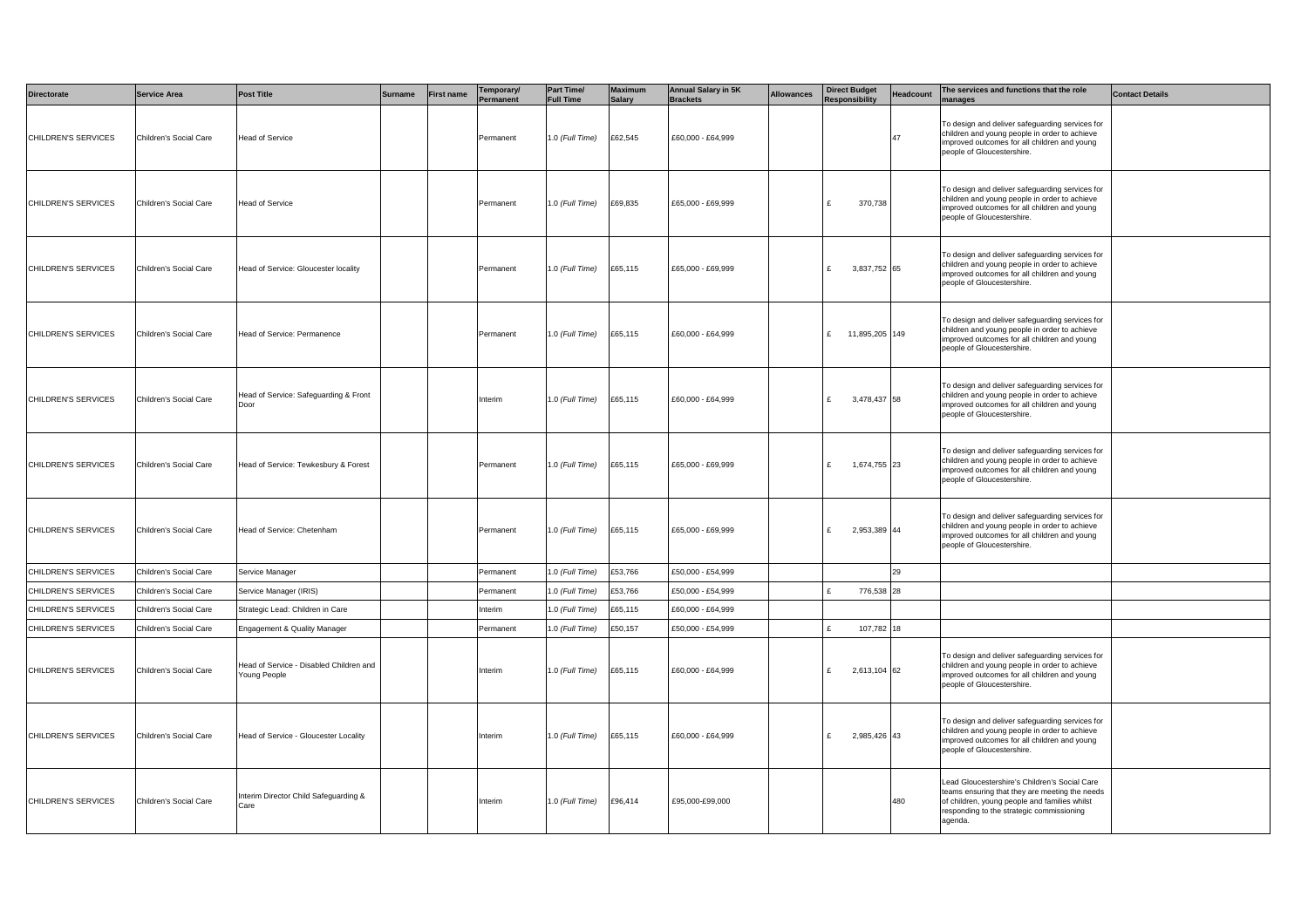| Directorate | Service Area | Post Title | Surname | First name | Temporary/ Permanent | Part Time/ Full Time | Maximum Salary | Annual Salary in 5K Brackets | Allowances | Direct Budget Responsibility | Headcount | The services and functions that the role manages | Contact Details |
|---|---|---|---|---|---|---|---|---|---|---|---|---|---|
| CHILDREN'S SERVICES | Children's Social Care | Head of Service | | | Permanent | 1.0 *(Full Time)* | £62,545 | £60,000 - £64,999 | | | 47 | To design and deliver safeguarding services for children and young people in order to achieve improved outcomes for all children and young people of Gloucestershire. | |
| CHILDREN'S SERVICES | Children's Social Care | Head of Service | | | Permanent | 1.0 *(Full Time)* | £69,835 | £65,000 - £69,999 | | £ 370,738 | | To design and deliver safeguarding services for children and young people in order to achieve improved outcomes for all children and young people of Gloucestershire. | |
| CHILDREN'S SERVICES | Children's Social Care | Head of Service: Gloucester locality | | | Permanent | 1.0 *(Full Time)* | £65,115 | £65,000 - £69,999 | | £ 3,837,752 | 65 | To design and deliver safeguarding services for children and young people in order to achieve improved outcomes for all children and young people of Gloucestershire. | |
| CHILDREN'S SERVICES | Children's Social Care | Head of Service: Permanence | | | Permanent | 1.0 *(Full Time)* | £65,115 | £60,000 - £64,999 | | £ 11,895,205 | 149 | To design and deliver safeguarding services for children and young people in order to achieve improved outcomes for all children and young people of Gloucestershire. | |
| CHILDREN'S SERVICES | Children's Social Care | Head of Service: Safeguarding & Front Door | | | Interim | 1.0 *(Full Time)* | £65,115 | £60,000 - £64,999 | | £ 3,478,437 | 58 | To design and deliver safeguarding services for children and young people in order to achieve improved outcomes for all children and young people of Gloucestershire. | |
| CHILDREN'S SERVICES | Children's Social Care | Head of Service: Tewkesbury & Forest | | | Permanent | 1.0 *(Full Time)* | £65,115 | £65,000 - £69,999 | | £ 1,674,755 | 23 | To design and deliver safeguarding services for children and young people in order to achieve improved outcomes for all children and young people of Gloucestershire. | |
| CHILDREN'S SERVICES | Children's Social Care | Head of Service: Chetenham | | | Permanent | 1.0 *(Full Time)* | £65,115 | £65,000 - £69,999 | | £ 2,953,389 | 44 | To design and deliver safeguarding services for children and young people in order to achieve improved outcomes for all children and young people of Gloucestershire. | |
| CHILDREN'S SERVICES | Children's Social Care | Service Manager | | | Permanent | 1.0 *(Full Time)* | £53,766 | £50,000 - £54,999 | | | 29 | | |
| CHILDREN'S SERVICES | Children's Social Care | Service Manager (IRIS) | | | Permanent | 1.0 *(Full Time)* | £53,766 | £50,000 - £54,999 | | £ 776,538 | 28 | | |
| CHILDREN'S SERVICES | Children's Social Care | Strategic Lead: Children in Care | | | Interim | 1.0 *(Full Time)* | £65,115 | £60,000 - £64,999 | | | | | |
| CHILDREN'S SERVICES | Children's Social Care | Engagement & Quality Manager | | | Permanent | 1.0 *(Full Time)* | £50,157 | £50,000 - £54,999 | | £ 107,782 | 18 | | |
| CHILDREN'S SERVICES | Children's Social Care | Head of Service - Disabled Children and Young People | | | Interim | 1.0 *(Full Time)* | £65,115 | £60,000 - £64,999 | | £ 2,613,104 | 62 | To design and deliver safeguarding services for children and young people in order to achieve improved outcomes for all children and young people of Gloucestershire. | |
| CHILDREN'S SERVICES | Children's Social Care | Head of Service - Gloucester Locality | | | Interim | 1.0 *(Full Time)* | £65,115 | £60,000 - £64,999 | | £ 2,985,426 | 43 | To design and deliver safeguarding services for children and young people in order to achieve improved outcomes for all children and young people of Gloucestershire. | |
| CHILDREN'S SERVICES | Children's Social Care | Interim Director Child Safeguarding & Care | | | Interim | 1.0 *(Full Time)* | £96,414 | £95,000-£99,000 | | | 480 | Lead Gloucestershire's Children's Social Care teams ensuring that they are meeting the needs of children, young people and families whilst responding to the strategic commissioning agenda. | |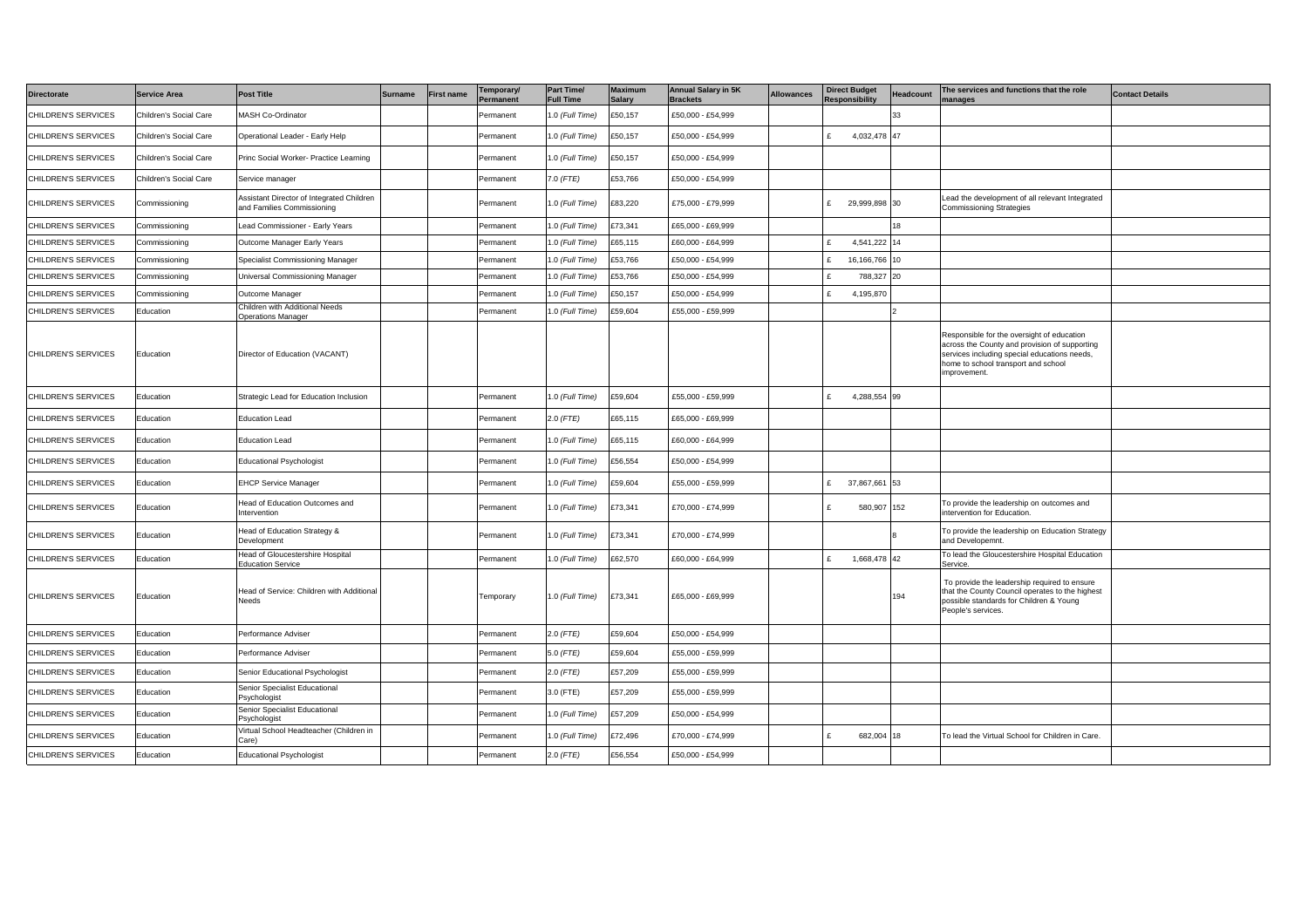| Directorate | Service Area | Post Title | Surname | First name | Temporary/ Permanent | Part Time/ Full Time | Maximum Salary | Annual Salary in 5K Brackets | Allowances | Direct Budget Responsibility | Headcount | The services and functions that the role manages | Contact Details |
|---|---|---|---|---|---|---|---|---|---|---|---|---|---|
| CHILDREN'S SERVICES | Children's Social Care | MASH Co-Ordinator | | | Permanent | 1.0 *(Full Time)* | £50,157 | £50,000 - £54,999 | | | 33 | | |
| CHILDREN'S SERVICES | Children's Social Care | Operational Leader - Early Help | | | Permanent | 1.0 *(Full Time)* | £50,157 | £50,000 - £54,999 | | £ 4,032,478 | 47 | | |
| CHILDREN'S SERVICES | Children's Social Care | Princ Social Worker- Practice Learning | | | Permanent | 1.0 *(Full Time)* | £50,157 | £50,000 - £54,999 | | | | | |
| CHILDREN'S SERVICES | Children's Social Care | Service manager | | | Permanent | 7.0 *(FTE)* | £53,766 | £50,000 - £54,999 | | | | | |
| CHILDREN'S SERVICES | Commissioning | Assistant Director of Integrated Children and Families Commissioning | | | Permanent | 1.0 *(Full Time)* | £83,220 | £75,000 - £79,999 | | £ 29,999,898 | 30 | Lead the development of all relevant Integrated Commissioning Strategies | |
| CHILDREN'S SERVICES | Commissioning | Lead Commissioner - Early Years | | | Permanent | 1.0 *(Full Time)* | £73,341 | £65,000 - £69,999 | | | 18 | | |
| CHILDREN'S SERVICES | Commissioning | Outcome Manager Early Years | | | Permanent | 1.0 *(Full Time)* | £65,115 | £60,000 - £64,999 | | £ 4,541,222 | 14 | | |
| CHILDREN'S SERVICES | Commissioning | Specialist Commissioning Manager | | | Permanent | 1.0 *(Full Time)* | £53,766 | £50,000 - £54,999 | | £ 16,166,766 | 10 | | |
| CHILDREN'S SERVICES | Commissioning | Universal Commissioning Manager | | | Permanent | 1.0 *(Full Time)* | £53,766 | £50,000 - £54,999 | | £ 788,327 | 20 | | |
| CHILDREN'S SERVICES | Commissioning | Outcome Manager | | | Permanent | 1.0 *(Full Time)* | £50,157 | £50,000 - £54,999 | | £ 4,195,870 | | | |
| CHILDREN'S SERVICES | Education | Children with Additional Needs Operations Manager | | | Permanent | 1.0 *(Full Time)* | £59,604 | £55,000 - £59,999 | | | 2 | | |
| CHILDREN'S SERVICES | Education | Director of Education (VACANT) | | | | | | | | | | Responsible for the oversight of education across the County and provision of supporting services including special educations needs, home to school transport and school improvement. | |
| CHILDREN'S SERVICES | Education | Strategic Lead for Education Inclusion | | | Permanent | 1.0 *(Full Time)* | £59,604 | £55,000 - £59,999 | | £ 4,288,554 | 99 | | |
| CHILDREN'S SERVICES | Education | Education Lead | | | Permanent | 2.0 *(FTE)* | £65,115 | £65,000 - £69,999 | | | | | |
| CHILDREN'S SERVICES | Education | Education Lead | | | Permanent | 1.0 *(Full Time)* | £65,115 | £60,000 - £64,999 | | | | | |
| CHILDREN'S SERVICES | Education | Educational Psychologist | | | Permanent | 1.0 *(Full Time)* | £56,554 | £50,000 - £54,999 | | | | | |
| CHILDREN'S SERVICES | Education | EHCP Service Manager | | | Permanent | 1.0 *(Full Time)* | £59,604 | £55,000 - £59,999 | | £ 37,867,661 | 53 | | |
| CHILDREN'S SERVICES | Education | Head of Education Outcomes and Intervention | | | Permanent | 1.0 *(Full Time)* | £73,341 | £70,000 - £74,999 | | £ 580,907 | 152 | To provide the leadership on outcomes and intervention for Education. | |
| CHILDREN'S SERVICES | Education | Head of Education Strategy & Development | | | Permanent | 1.0 *(Full Time)* | £73,341 | £70,000 - £74,999 | | | 8 | To provide the leadership on Education Strategy and Developemnt. | |
| CHILDREN'S SERVICES | Education | Head of Gloucestershire Hospital Education Service | | | Permanent | 1.0 *(Full Time)* | £62,570 | £60,000 - £64,999 | | £ 1,668,478 | 42 | To lead the Gloucestershire Hospital Education Service. | |
| CHILDREN'S SERVICES | Education | Head of Service: Children with Additional Needs | | | Temporary | 1.0 *(Full Time)* | £73,341 | £65,000 - £69,999 | | | 194 | To provide the leadership required to ensure that the County Council operates to the highest possible standards for Children & Young People's services. | |
| CHILDREN'S SERVICES | Education | Performance Adviser | | | Permanent | 2.0 *(FTE)* | £59,604 | £50,000 - £54,999 | | | | | |
| CHILDREN'S SERVICES | Education | Performance Adviser | | | Permanent | 5.0 *(FTE)* | £59,604 | £55,000 - £59,999 | | | | | |
| CHILDREN'S SERVICES | Education | Senior Educational Psychologist | | | Permanent | 2.0 *(FTE)* | £57,209 | £55,000 - £59,999 | | | | | |
| CHILDREN'S SERVICES | Education | Senior Specialist Educational Psychologist | | | Permanent | 3.0 (FTE) | £57,209 | £55,000 - £59,999 | | | | | |
| CHILDREN'S SERVICES | Education | Senior Specialist Educational Psychologist | | | Permanent | 1.0 *(Full Time)* | £57,209 | £50,000 - £54,999 | | | | | |
| CHILDREN'S SERVICES | Education | Virtual School Headteacher (Children in Care) | | | Permanent | 1.0 *(Full Time)* | £72,496 | £70,000 - £74,999 | | £ 682,004 | 18 | To lead the Virtual School for Children in Care. | |
| CHILDREN'S SERVICES | Education | Educational Psychologist | | | Permanent | 2.0 *(FTE)* | £56,554 | £50,000 - £54,999 | | | | | |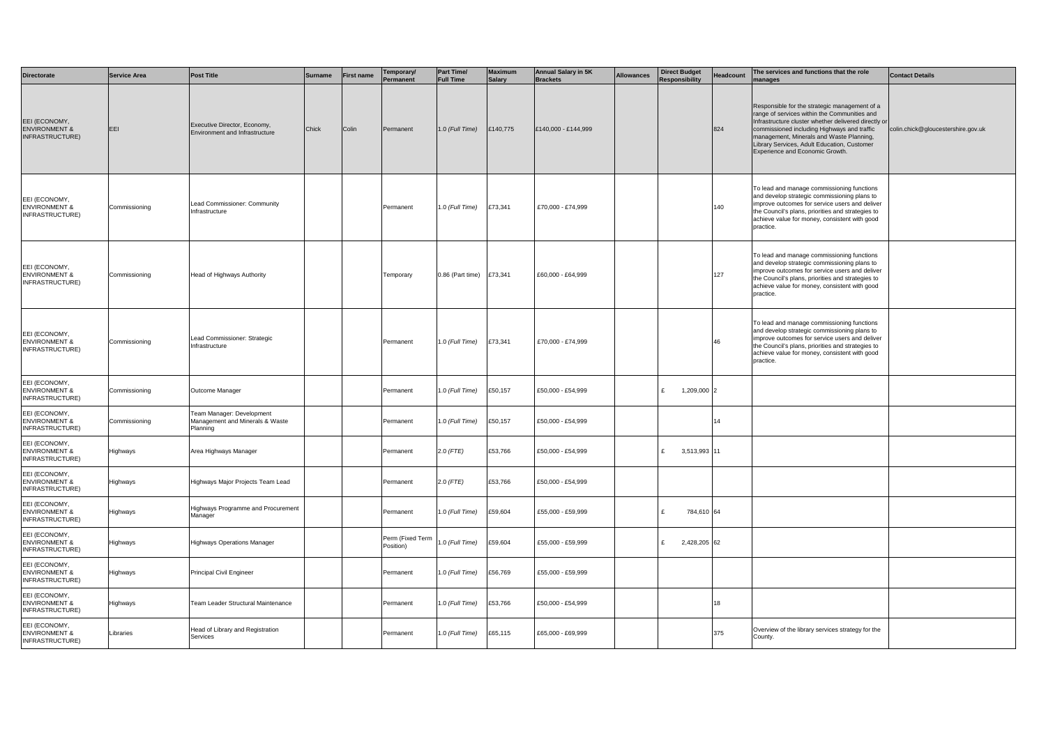| Directorate | Service Area | Post Title | Surname | First name | Temporary/ Permanent | Part Time/ Full Time | Maximum Salary | Annual Salary in 5K Brackets | Allowances | Direct Budget Responsibility | Headcount | The services and functions that the role manages | Contact Details |
|---|---|---|---|---|---|---|---|---|---|---|---|---|---|
| EEI (ECONOMY, ENVIRONMENT & INFRASTRUCTURE) | EEI | Executive Director, Economy, Environment and Infrastructure | Chick | Colin | Permanent | 1.0 *(Full Time)* | £140,775 | £140,000 - £144,999 | | | 824 | Responsible for the strategic management of a range of services within the Communities and Infrastructure cluster whether delivered directly or commissioned including Highways and traffic management, Minerals and Waste Planning, Library Services, Adult Education, Customer Experience and Economic Growth. | colin.chick@gloucestershire.gov.uk |
| EEI (ECONOMY, ENVIRONMENT & INFRASTRUCTURE) | Commissioning | Lead Commissioner: Community Infrastructure | | | Permanent | 1.0 *(Full Time)* | £73,341 | £70,000 - £74,999 | | | 140 | To lead and manage commissioning functions and develop strategic commissioning plans to improve outcomes for service users and deliver the Council's plans, priorities and strategies to achieve value for money, consistent with good practice. | |
| EEI (ECONOMY, ENVIRONMENT & INFRASTRUCTURE) | Commissioning | Head of Highways Authority | | | Temporary | 0.86 (Part time) | £73,341 | £60,000 - £64,999 | | | 127 | To lead and manage commissioning functions and develop strategic commissioning plans to improve outcomes for service users and deliver the Council's plans, priorities and strategies to achieve value for money, consistent with good practice. | |
| EEI (ECONOMY, ENVIRONMENT & INFRASTRUCTURE) | Commissioning | Lead Commissioner: Strategic Infrastructure | | | Permanent | 1.0 *(Full Time)* | £73,341 | £70,000 - £74,999 | | | 46 | To lead and manage commissioning functions and develop strategic commissioning plans to improve outcomes for service users and deliver the Council's plans, priorities and strategies to achieve value for money, consistent with good practice. | |
| EEI (ECONOMY, ENVIRONMENT & INFRASTRUCTURE) | Commissioning | Outcome Manager | | | Permanent | 1.0 *(Full Time)* | £50,157 | £50,000 - £54,999 | | £ 1,209,000 | 2 | | |
| EEI (ECONOMY, ENVIRONMENT & INFRASTRUCTURE) | Commissioning | Team Manager: Development Management and Minerals & Waste Planning | | | Permanent | 1.0 *(Full Time)* | £50,157 | £50,000 - £54,999 | | | 14 | | |
| EEI (ECONOMY, ENVIRONMENT & INFRASTRUCTURE) | Highways | Area Highways Manager | | | Permanent | 2.0 *(FTE)* | £53,766 | £50,000 - £54,999 | | £ 3,513,993 | 11 | | |
| EEI (ECONOMY, ENVIRONMENT & INFRASTRUCTURE) | Highways | Highways Major Projects Team Lead | | | Permanent | 2.0 *(FTE)* | £53,766 | £50,000 - £54,999 | | | | | |
| EEI (ECONOMY, ENVIRONMENT & INFRASTRUCTURE) | Highways | Highways Programme and Procurement Manager | | | Permanent | 1.0 *(Full Time)* | £59,604 | £55,000 - £59,999 | | £ 784,610 | 64 | | |
| EEI (ECONOMY, ENVIRONMENT & INFRASTRUCTURE) | Highways | Highways Operations Manager | | | Perm (Fixed Term Position) | 1.0 *(Full Time)* | £59,604 | £55,000 - £59,999 | | £ 2,428,205 | 62 | | |
| EEI (ECONOMY, ENVIRONMENT & INFRASTRUCTURE) | Highways | Principal Civil Engineer | | | Permanent | 1.0 *(Full Time)* | £56,769 | £55,000 - £59,999 | | | | | |
| EEI (ECONOMY, ENVIRONMENT & INFRASTRUCTURE) | Highways | Team Leader Structural Maintenance | | | Permanent | 1.0 *(Full Time)* | £53,766 | £50,000 - £54,999 | | | 18 | | |
| EEI (ECONOMY, ENVIRONMENT & INFRASTRUCTURE) | Libraries | Head of Library and Registration Services | | | Permanent | 1.0 *(Full Time)* | £65,115 | £65,000 - £69,999 | | | 375 | Overview of the library services strategy for the County. | |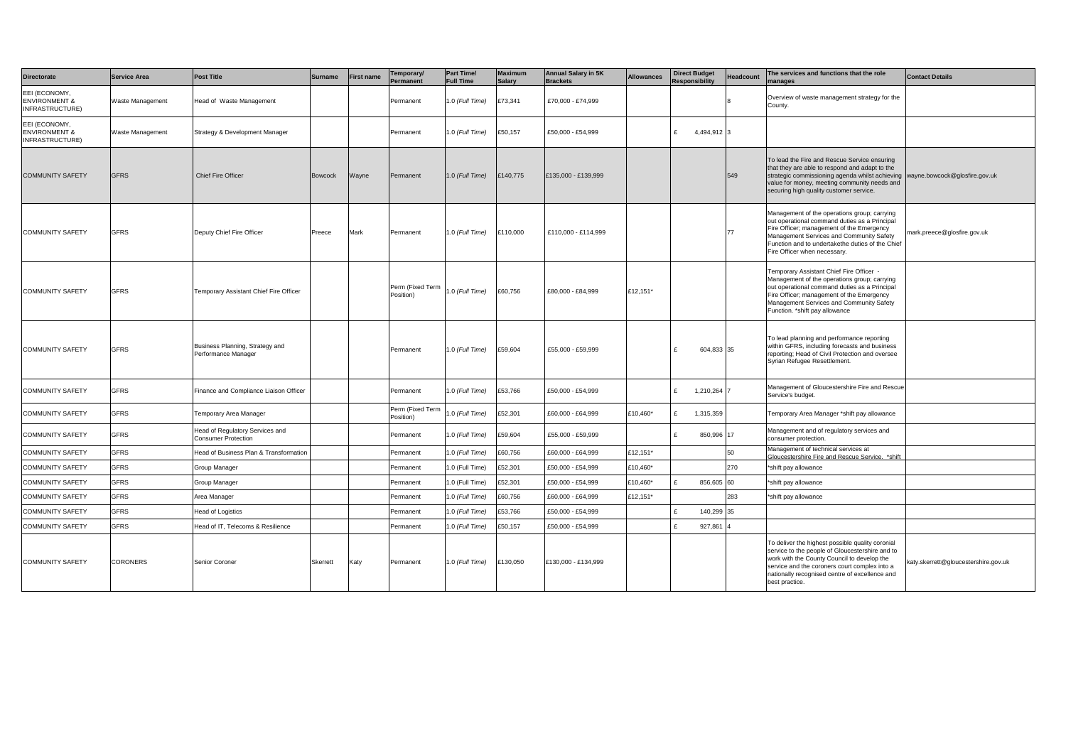| Directorate | Service Area | Post Title | Surname | First name | Temporary/ Permanent | Part Time/ Full Time | Maximum Salary | Annual Salary in 5K Brackets | Allowances | Direct Budget Responsibility | Headcount | The services and functions that the role manages | Contact Details |
|---|---|---|---|---|---|---|---|---|---|---|---|---|---|
| EEI (ECONOMY, ENVIRONMENT & INFRASTRUCTURE) | Waste Management | Head of Waste Management | | | Permanent | 1.0 *(Full Time)* | £73,341 | £70,000 - £74,999 | | | 8 | Overview of waste management strategy for the County. | |
| EEI (ECONOMY, ENVIRONMENT & INFRASTRUCTURE) | Waste Management | Strategy & Development Manager | | | Permanent | 1.0 *(Full Time)* | £50,157 | £50,000 - £54,999 | | £ 4,494,912 | 3 | | |
| COMMUNITY SAFETY | GFRS | Chief Fire Officer | Bowcock | Wayne | Permanent | 1.0 *(Full Time)* | £140,775 | £135,000 - £139,999 | | | 549 | To lead the Fire and Rescue Service ensuring that they are able to respond and adapt to the strategic commissioning agenda whilst achieving value for money, meeting community needs and securing high quality customer service. | wayne.bowcock@glosfire.gov.uk |
| COMMUNITY SAFETY | GFRS | Deputy Chief Fire Officer | Preece | Mark | Permanent | 1.0 *(Full Time)* | £110,000 | £110,000 - £114,999 | | | 77 | Management of the operations group; carrying out operational command duties as a Principal Fire Officer; management of the Emergency Management Services and Community Safety Function and to undertakethe duties of the Chief Fire Officer when necessary. | mark.preece@glosfire.gov.uk |
| COMMUNITY SAFETY | GFRS | Temporary Assistant Chief Fire Officer | | | Perm (Fixed Term Position) | 1.0 *(Full Time)* | £60,756 | £80,000 - £84,999 | £12,151* | | | Temporary Assistant Chief Fire Officer - Management of the operations group; carrying out operational command duties as a Principal Fire Officer; management of the Emergency Management Services and Community Safety Function. *shift pay allowance | |
| COMMUNITY SAFETY | GFRS | Business Planning, Strategy and Performance Manager | | | Permanent | 1.0 *(Full Time)* | £59,604 | £55,000 - £59,999 | | £ 604,833 | 35 | To lead planning and performance reporting within GFRS, including forecasts and business reporting; Head of Civil Protection and oversee Syrian Refugee Resettlement. | |
| COMMUNITY SAFETY | GFRS | Finance and Compliance Liaison Officer | | | Permanent | 1.0 *(Full Time)* | £53,766 | £50,000 - £54,999 | | £ 1,210,264 | 7 | Management of Gloucestershire Fire and Rescue Service's budget. | |
| COMMUNITY SAFETY | GFRS | Temporary Area Manager | | | Perm (Fixed Term Position) | 1.0 *(Full Time)* | £52,301 | £60,000 - £64,999 | £10,460* | £ 1,315,359 | | Temporary Area Manager *shift pay allowance | |
| COMMUNITY SAFETY | GFRS | Head of Regulatory Services and Consumer Protection | | | Permanent | 1.0 *(Full Time)* | £59,604 | £55,000 - £59,999 | | £ 850,996 | 17 | Management and of regulatory services and consumer protection. | |
| COMMUNITY SAFETY | GFRS | Head of Business Plan & Transformation | | | Permanent | 1.0 *(Full Time)* | £60,756 | £60,000 - £64,999 | £12,151* | | 50 | Management of technical services at Gloucestershire Fire and Rescue Service. *shift | |
| COMMUNITY SAFETY | GFRS | Group Manager | | | Permanent | 1.0 (Full Time) | £52,301 | £50,000 - £54,999 | £10,460* | | 270 | *shift pay allowance | |
| COMMUNITY SAFETY | GFRS | Group Manager | | | Permanent | 1.0 (Full Time) | £52,301 | £50,000 - £54,999 | £10,460* | £ 856,605 | 60 | *shift pay allowance | |
| COMMUNITY SAFETY | GFRS | Area Manager | | | Permanent | 1.0 (Full Time) | £60,756 | £60,000 - £64,999 | £12,151* | | 283 | *shift pay allowance | |
| COMMUNITY SAFETY | GFRS | Head of Logistics | | | Permanent | 1.0 *(Full Time)* | £53,766 | £50,000 - £54,999 | | £ 140,299 | 35 | | |
| COMMUNITY SAFETY | GFRS | Head of IT, Telecoms & Resilience | | | Permanent | 1.0 *(Full Time)* | £50,157 | £50,000 - £54,999 | | £ 927,861 | 4 | | |
| COMMUNITY SAFETY | CORONERS | Senior Coroner | Skerrett | Katy | Permanent | 1.0 *(Full Time)* | £130,050 | £130,000 - £134,999 | | | | To deliver the highest possible quality coronial service to the people of Gloucestershire and to work with the County Council to develop the service and the coroners court complex into a nationally recognised centre of excellence and best practice. | katy.skerrett@gloucestershire.gov.uk |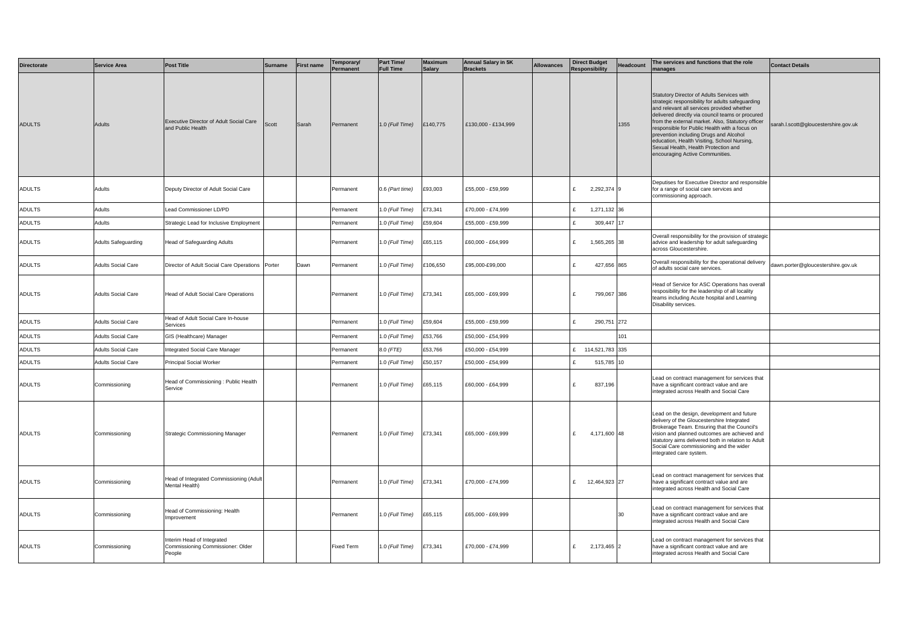| Directorate | Service Area | Post Title | Surname | First name | Temporary/ Permanent | Part Time/ Full Time | Maximum Salary | Annual Salary in 5K Brackets | Allowances | Direct Budget Responsibility | Headcount | The services and functions that the role manages | Contact Details |
|---|---|---|---|---|---|---|---|---|---|---|---|---|---|
| ADULTS | Adults | Executive Director of Adult Social Care and Public Health | Scott | Sarah | Permanent | 1.0 *(Full Time)* | £140,775 | £130,000 - £134,999 | | | 1355 | Statutory Director of Adults Services with strategic responsibility for adults safeguarding and relevant all services provided whether delivered directly via council teams or procured from the external market. Also, Statutory officer responsible for Public Health with a focus on prevention including Drugs and Alcohol education, Health Visiting, School Nursing, Sexual Health, Health Protection and encouraging Active Communities. | sarah.l.scott@gloucestershire.gov.uk |
| ADULTS | Adults | Deputy Director of Adult Social Care | | | Permanent | 0.6 *(Part time)* | £93,003 | £55,000 - £59,999 | | £ 2,292,374 | 9 | Deputises for Executive Director and responsible for a range of social care services and commissioning approach. | |
| ADULTS | Adults | Lead Commissioner LD/PD | | | Permanent | 1.0 *(Full Time)* | £73,341 | £70,000 - £74,999 | | £ 1,271,132 | 36 | | |
| ADULTS | Adults | Strategic Lead for Inclusive Employment | | | Permanent | 1.0 *(Full Time)* | £59,604 | £55,000 - £59,999 | | £ 309,447 | 17 | | |
| ADULTS | Adults Safeguarding | Head of Safeguarding Adults | | | Permanent | 1.0 *(Full Time)* | £65,115 | £60,000 - £64,999 | | £ 1,565,265 | 38 | Overall responsibility for the provision of strategic advice and leadership for adult safeguarding across Gloucestershire. | |
| ADULTS | Adults Social Care | Director of Adult Social Care Operations | Porter | Dawn | Permanent | 1.0 *(Full Time)* | £106,650 | £95,000-£99,000 | | £ 427,656 | 865 | Overall responsibility for the operational delivery of adults social care services. | dawn.porter@gloucestershire.gov.uk |
| ADULTS | Adults Social Care | Head of Adult Social Care Operations | | | Permanent | 1.0 *(Full Time)* | £73,341 | £65,000 - £69,999 | | £ 799,067 | 386 | Head of Service for ASC Operations has overall resposibility for the leadership of all locality teams including Acute hospital and Learning Disability services. | |
| ADULTS | Adults Social Care | Head of Adult Social Care In-house Services | | | Permanent | 1.0 *(Full Time)* | £59,604 | £55,000 - £59,999 | | £ 290,751 | 272 | | |
| ADULTS | Adults Social Care | GIS (Healthcare) Manager | | | Permanent | 1.0 *(Full Time)* | £53,766 | £50,000 - £54,999 | | | 101 | | |
| ADULTS | Adults Social Care | Integrated Social Care Manager | | | Permanent | 8.0 *(FTE)* | £53,766 | £50,000 - £54,999 | | £ 114,521,783 | 335 | | |
| ADULTS | Adults Social Care | Principal Social Worker | | | Permanent | 1.0 *(Full Time)* | £50,157 | £50,000 - £54,999 | | £ 515,785 | 10 | | |
| ADULTS | Commissioning | Head of Commissioning : Public Health Service | | | Permanent | 1.0 *(Full Time)* | £65,115 | £60,000 - £64,999 | | £ 837,196 | | Lead on contract management for services that have a significant contract value and are integrated across Health and Social Care | |
| ADULTS | Commissioning | Strategic Commissioning Manager | | | Permanent | 1.0 *(Full Time)* | £73,341 | £65,000 - £69,999 | | £ 4,171,600 | 48 | Lead on the design, development and future delivery of the Gloucestershire Integrated Brokerage Team. Ensuring that the Council's vision and planned outcomes are achieved and statutory aims delivered both in relation to Adult Social Care commissioning and the wider integrated care system. | |
| ADULTS | Commissioning | Head of Integrated Commissioning (Adult Mental Health) | | | Permanent | 1.0 *(Full Time)* | £73,341 | £70,000 - £74,999 | | £ 12,464,923 | 27 | Lead on contract management for services that have a significant contract value and are integrated across Health and Social Care | |
| ADULTS | Commissioning | Head of Commissioning: Health Improvement | | | Permanent | 1.0 *(Full Time)* | £65,115 | £65,000 - £69,999 | | | 30 | Lead on contract management for services that have a significant contract value and are integrated across Health and Social Care | |
| ADULTS | Commissioning | Interim Head of Integrated Commissioning Commissioner: Older People | | | Fixed Term | 1.0 *(Full Time)* | £73,341 | £70,000 - £74,999 | | £ 2,173,465 | 2 | Lead on contract management for services that have a significant contract value and are integrated across Health and Social Care | |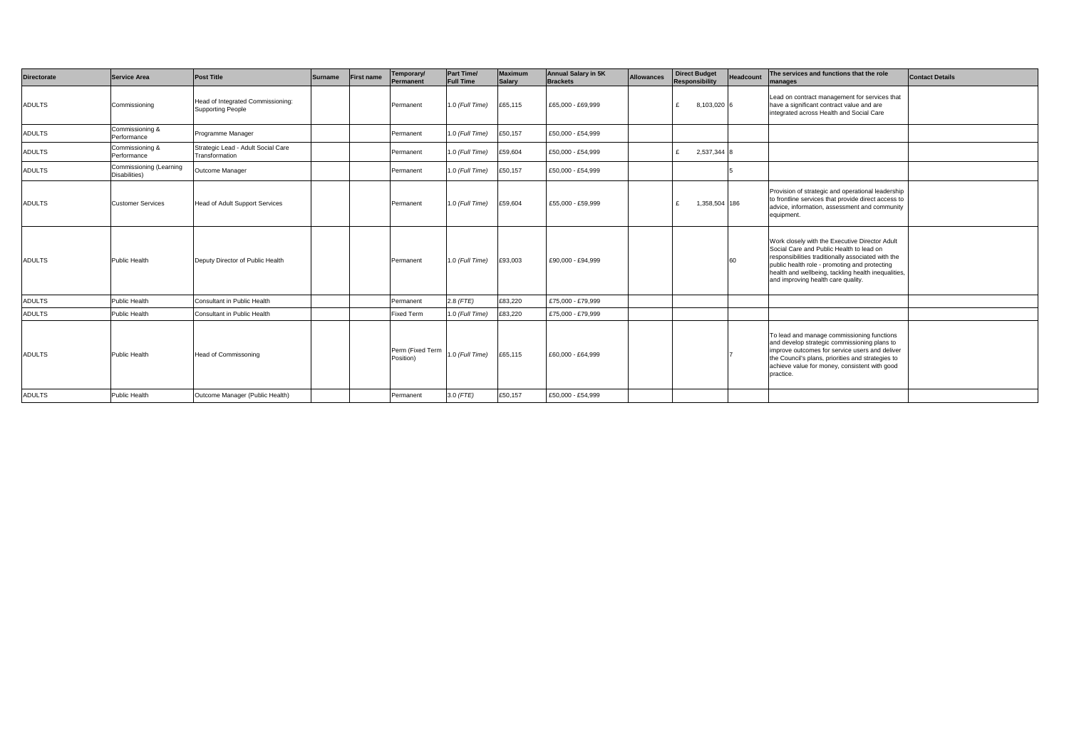| Directorate | Service Area | Post Title | Surname | First name | Temporary/ Permanent | Part Time/ Full Time | Maximum Salary | Annual Salary in 5K Brackets | Allowances | Direct Budget Responsibility | Headcount | The services and functions that the role manages | Contact Details |
|---|---|---|---|---|---|---|---|---|---|---|---|---|---|
| ADULTS | Commissioning | Head of Integrated Commissioning: Supporting People | | | Permanent | 1.0 *(Full Time)* | £65,115 | £65,000 - £69,999 | | £ 8,103,020 | 6 | Lead on contract management for services that have a significant contract value and are integrated across Health and Social Care | |
| ADULTS | Commissioning & Performance | Programme Manager | | | Permanent | 1.0 *(Full Time)* | £50,157 | £50,000 - £54,999 | | | | | |
| ADULTS | Commissioning & Performance | Strategic Lead - Adult Social Care Transformation | | | Permanent | 1.0 *(Full Time)* | £59,604 | £50,000 - £54,999 | | £ 2,537,344 | 8 | | |
| ADULTS | Commissioning (Learning Disabilities) | Outcome Manager | | | Permanent | 1.0 *(Full Time)* | £50,157 | £50,000 - £54,999 | | | 5 | | |
| ADULTS | Customer Services | Head of Adult Support Services | | | Permanent | 1.0 *(Full Time)* | £59,604 | £55,000 - £59,999 | | £ 1,358,504 | 186 | Provision of strategic and operational leadership to frontline services that provide direct access to advice, information, assessment and community equipment. | |
| ADULTS | Public Health | Deputy Director of Public Health | | | Permanent | 1.0 *(Full Time)* | £93,003 | £90,000 - £94,999 | | | 60 | Work closely with the Executive Director Adult Social Care and Public Health to lead on responsibilities traditionally associated with the public health role - promoting and protecting health and wellbeing, tackling health inequalities, and improving health care quality. | |
| ADULTS | Public Health | Consultant in Public Health | | | Permanent | 2.8 *(FTE)* | £83,220 | £75,000 - £79,999 | | | | | |
| ADULTS | Public Health | Consultant in Public Health | | | Fixed Term | 1.0 *(Full Time)* | £83,220 | £75,000 - £79,999 | | | | | |
| ADULTS | Public Health | Head of Commissoning | | | Perm (Fixed Term Position) | 1.0 *(Full Time)* | £65,115 | £60,000 - £64,999 | | | 7 | To lead and manage commissioning functions and develop strategic commissioning plans to improve outcomes for service users and deliver the Council's plans, priorities and strategies to achieve value for money, consistent with good practice. | |
| ADULTS | Public Health | Outcome Manager (Public Health) | | | Permanent | 3.0 *(FTE)* | £50,157 | £50,000 - £54,999 | | | | | |